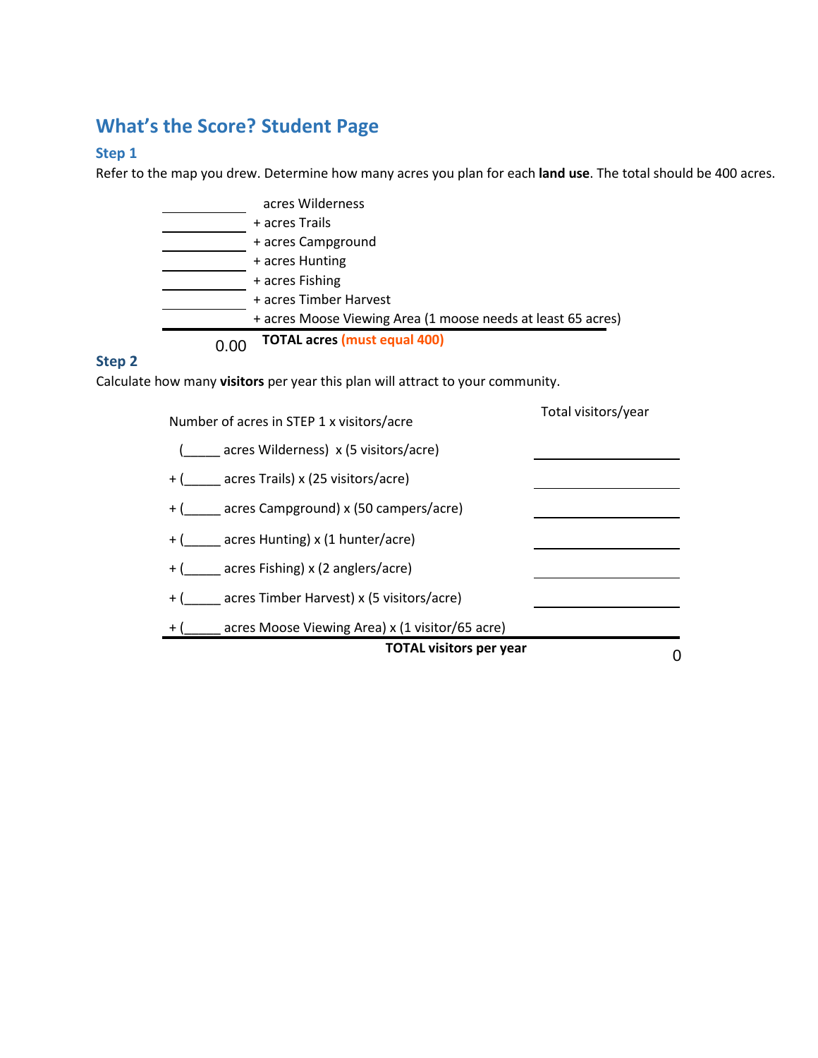## What's the Score? Student Page

### Step 1

Refer to the map you drew. Determine how many acres you plan for each **land use**. The total should be 400 acres.

| | |
|---|---|
| ________ | acres Wilderness |
| ________ | + acres Trails |
| ________ | + acres Campground |
| ________ | + acres Hunting |
| ________ | + acres Fishing |
| ________ | + acres Timber Harvest |
| ________ | + acres Moose Viewing Area (1 moose needs at least 65 acres) |
| 0.00 | **TOTAL acres (must equal 400)** |

### Step 2

Calculate how many **visitors** per year this plan will attract to your community.

| Number of acres in STEP 1 x visitors/acre | Total visitors/year |
|---|---|
| (_____ acres Wilderness) x (5 visitors/acre) | ________ |
| + (_____ acres Trails) x (25 visitors/acre) | ________ |
| + (_____ acres Campground) x (50 campers/acre) | ________ |
| + (_____ acres Hunting) x (1 hunter/acre) | ________ |
| + (_____ acres Fishing) x (2 anglers/acre) | ________ |
| + (_____ acres Timber Harvest) x (5 visitors/acre) | ________ |
| + (_____ acres Moose Viewing Area) x (1 visitor/65 acre) | |
| **TOTAL visitors per year** | 0 |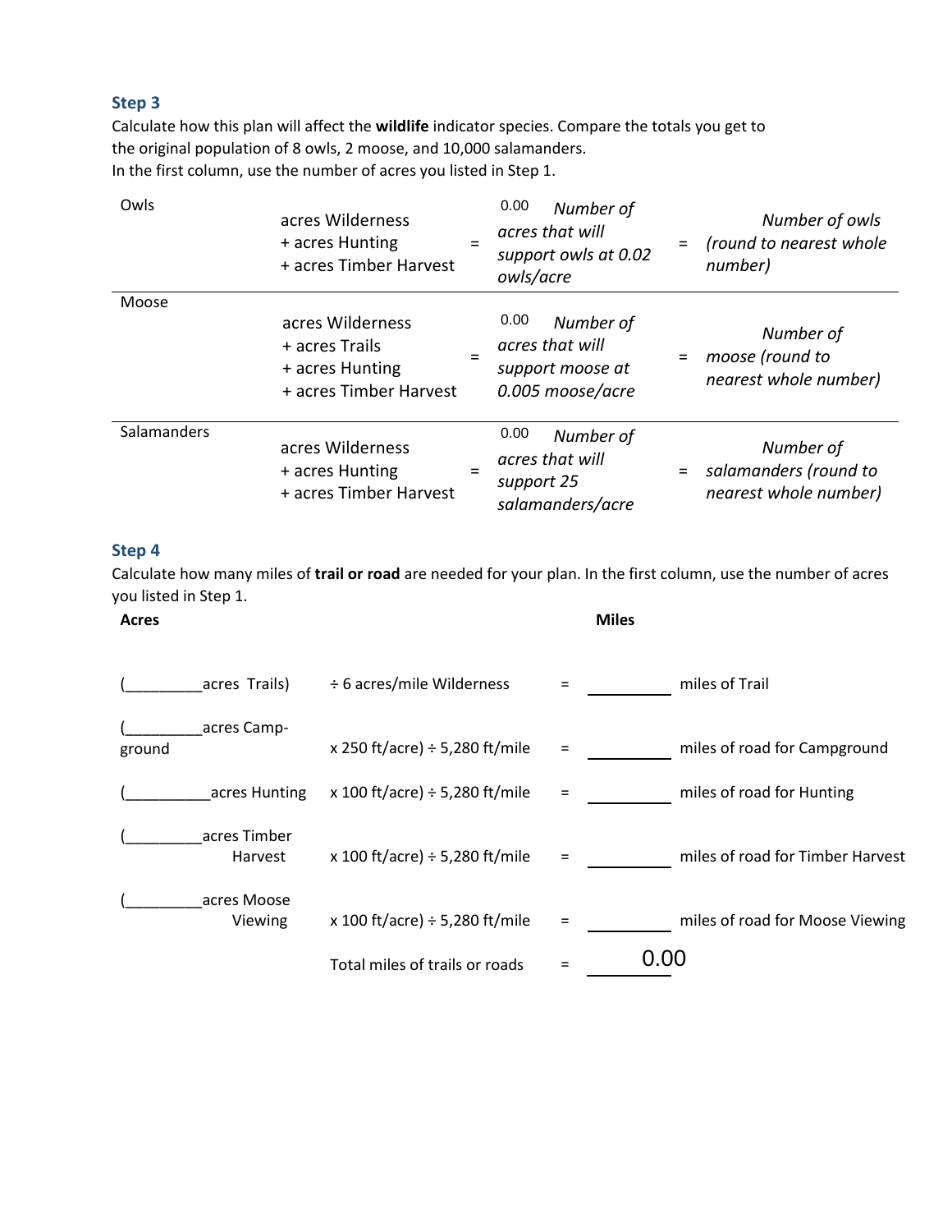### Step 3

Calculate how this plan will affect the **wildlife** indicator species. Compare the totals you get to the original population of 8 owls, 2 moose, and 10,000 salamanders.
In the first column, use the number of acres you listed in Step 1.

| | | | | | |
|---|---|---|---|---|---|
| Owls | acres Wilderness<br>+ acres Hunting<br>+ acres Timber Harvest | = | 0.00 *Number of acres that will support owls at 0.02 owls/acre* | = | *Number of owls (round to nearest whole number)* |
| Moose | acres Wilderness<br>+ acres Trails<br>+ acres Hunting<br>+ acres Timber Harvest | = | 0.00 *Number of acres that will support moose at 0.005 moose/acre* | = | *Number of moose (round to nearest whole number)* |
| Salamanders | acres Wilderness<br>+ acres Hunting<br>+ acres Timber Harvest | = | 0.00 *Number of acres that will support 25 salamanders/acre* | = | *Number of salamanders (round to nearest whole number)* |

### Step 4

Calculate how many miles of **trail or road** are needed for your plan. In the first column, use the number of acres you listed in Step 1.

| **Acres** | | | **Miles** | |
|---|---|---|---|---|
| (_________acres Trails) | ÷ 6 acres/mile Wilderness | = | __________ | miles of Trail |
| (_________acres Campground | x 250 ft/acre) ÷ 5,280 ft/mile | = | __________ | miles of road for Campground |
| (__________acres Hunting | x 100 ft/acre) ÷ 5,280 ft/mile | = | __________ | miles of road for Hunting |
| (_________acres Timber Harvest | x 100 ft/acre) ÷ 5,280 ft/mile | = | __________ | miles of road for Timber Harvest |
| (_________acres Moose Viewing | x 100 ft/acre) ÷ 5,280 ft/mile | = | __________ | miles of road for Moose Viewing |
| | Total miles of trails or roads | = | 0.00 | |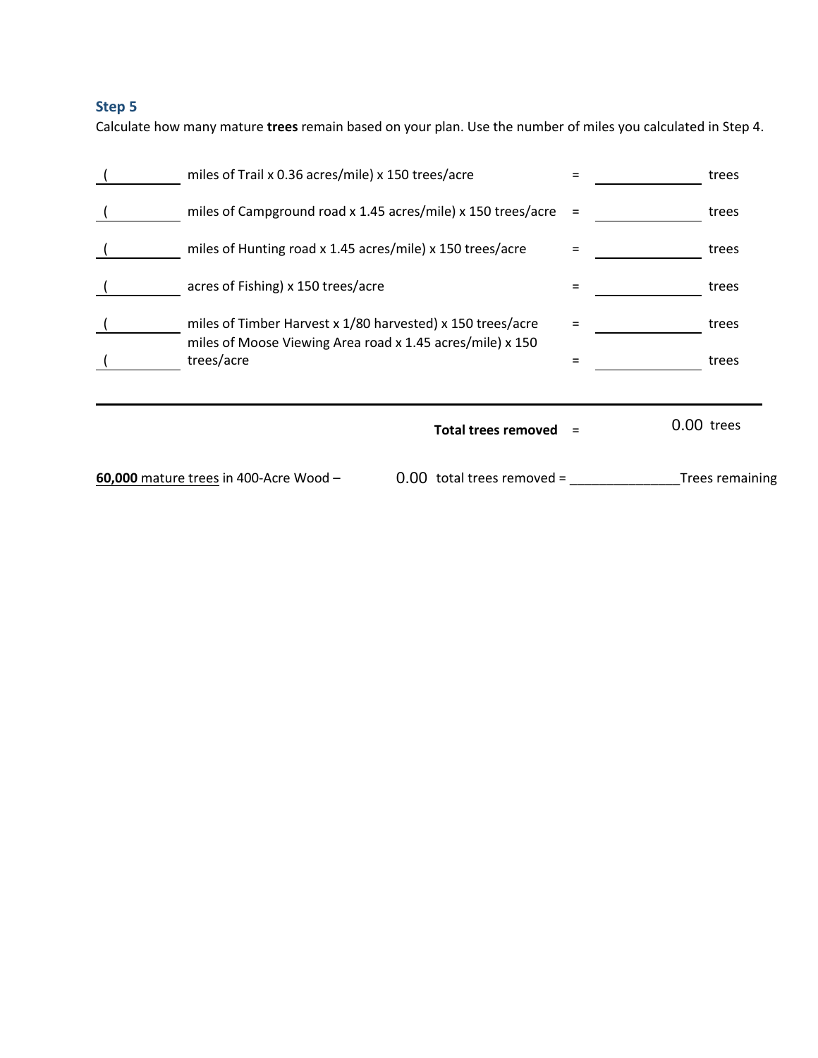### Step 5

Calculate how many mature **trees** remain based on your plan. Use the number of miles you calculated in Step 4.

| | | | | |
|---|---|---|---|---|
| (________ | miles of Trail x 0.36 acres/mile) x 150 trees/acre | = | ________ | trees |
| (________ | miles of Campground road x 1.45 acres/mile) x 150 trees/acre | = | ________ | trees |
| (________ | miles of Hunting road x 1.45 acres/mile) x 150 trees/acre | = | ________ | trees |
| (________ | acres of Fishing) x 150 trees/acre | = | ________ | trees |
| (________ | miles of Timber Harvest x 1/80 harvested) x 150 trees/acre | = | ________ | trees |
| (________ | miles of Moose Viewing Area road x 1.45 acres/mile) x 150 trees/acre | = | ________ | trees |
| | **Total trees removed** | = | 0.00 | trees |

**60,000** mature trees in 400-Acre Wood – 0.00 total trees removed = _______________Trees remaining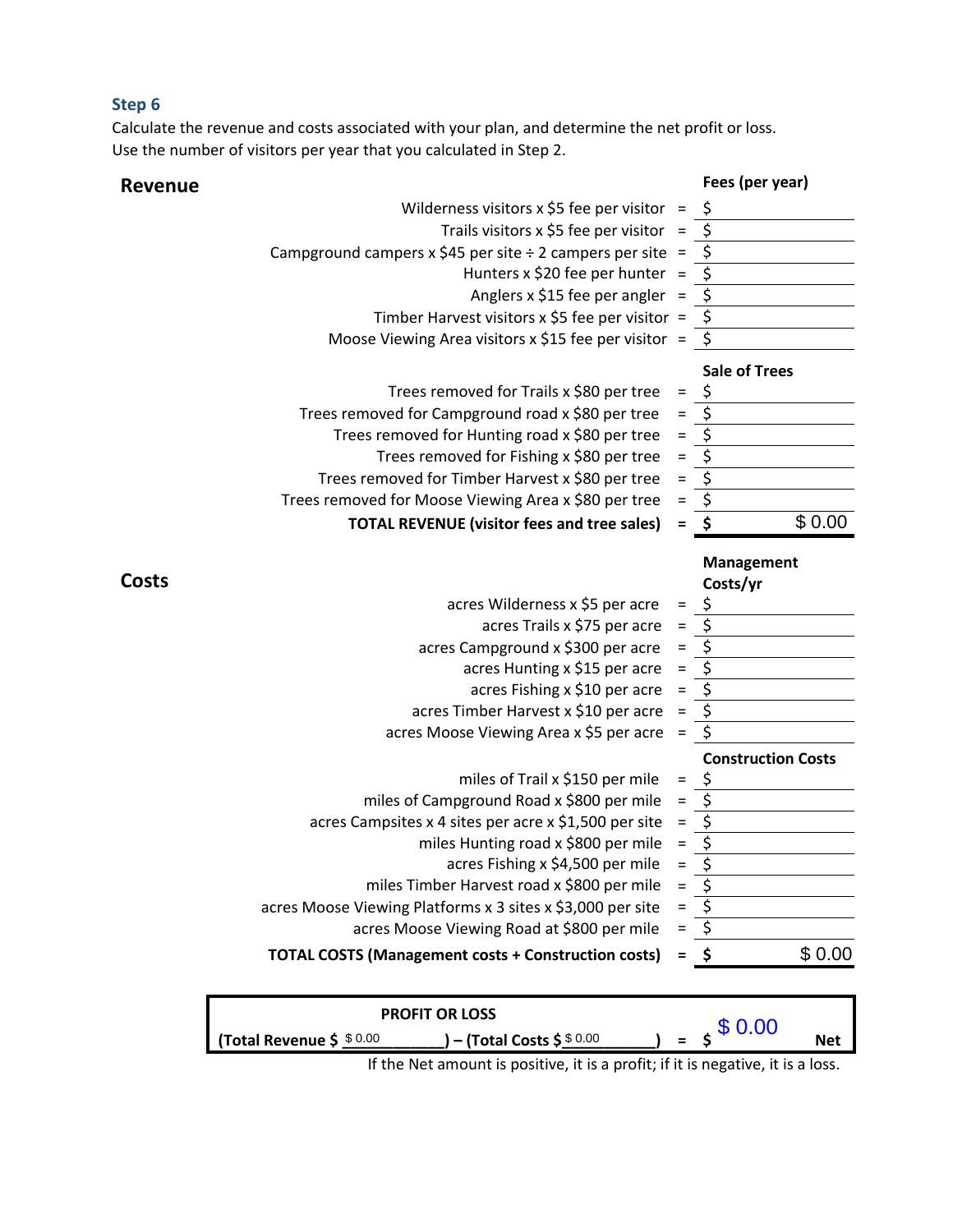### Step 6

Calculate the revenue and costs associated with your plan, and determine the net profit or loss.
Use the number of visitors per year that you calculated in Step 2.

## Revenue

| | | Fees (per year) |
|---|---|---|
| Wilderness visitors x $5 fee per visitor | = | $ |
| Trails visitors x $5 fee per visitor | = | $ |
| Campground campers x $45 per site ÷ 2 campers per site | = | $ |
| Hunters x $20 fee per hunter | = | $ |
| Anglers x $15 fee per angler | = | $ |
| Timber Harvest visitors x $5 fee per visitor | = | $ |
| Moose Viewing Area visitors x $15 fee per visitor | = | $ |
| | | **Sale of Trees** |
| Trees removed for Trails x $80 per tree | = | $ |
| Trees removed for Campground road x $80 per tree | = | $ |
| Trees removed for Hunting road x $80 per tree | = | $ |
| Trees removed for Fishing x $80 per tree | = | $ |
| Trees removed for Timber Harvest x $80 per tree | = | $ |
| Trees removed for Moose Viewing Area x $80 per tree | = | $ |
| **TOTAL REVENUE (visitor fees and tree sales)** | **=** | **$** $ 0.00 |

## Costs

| | | Management Costs/yr |
|---|---|---|
| acres Wilderness x $5 per acre | = | $ |
| acres Trails x $75 per acre | = | $ |
| acres Campground x $300 per acre | = | $ |
| acres Hunting x $15 per acre | = | $ |
| acres Fishing x $10 per acre | = | $ |
| acres Timber Harvest x $10 per acre | = | $ |
| acres Moose Viewing Area x $5 per acre | = | $ |
| | | **Construction Costs** |
| miles of Trail x $150 per mile | = | $ |
| miles of Campground Road x $800 per mile | = | $ |
| acres Campsites x 4 sites per acre x $1,500 per site | = | $ |
| miles Hunting road x $800 per mile | = | $ |
| acres Fishing x $4,500 per mile | = | $ |
| miles Timber Harvest road x $800 per mile | = | $ |
| acres Moose Viewing Platforms x 3 sites x $3,000 per site | = | $ |
| acres Moose Viewing Road at $800 per mile | = | $ |
| **TOTAL COSTS (Management costs + Construction costs)** | **=** | **$** $ 0.00 |

**PROFIT OR LOSS**

**(Total Revenue $** $ 0.00 **) – (Total Costs $** $ 0.00 **) = $** $ 0.00 **Net**

If the Net amount is positive, it is a profit; if it is negative, it is a loss.